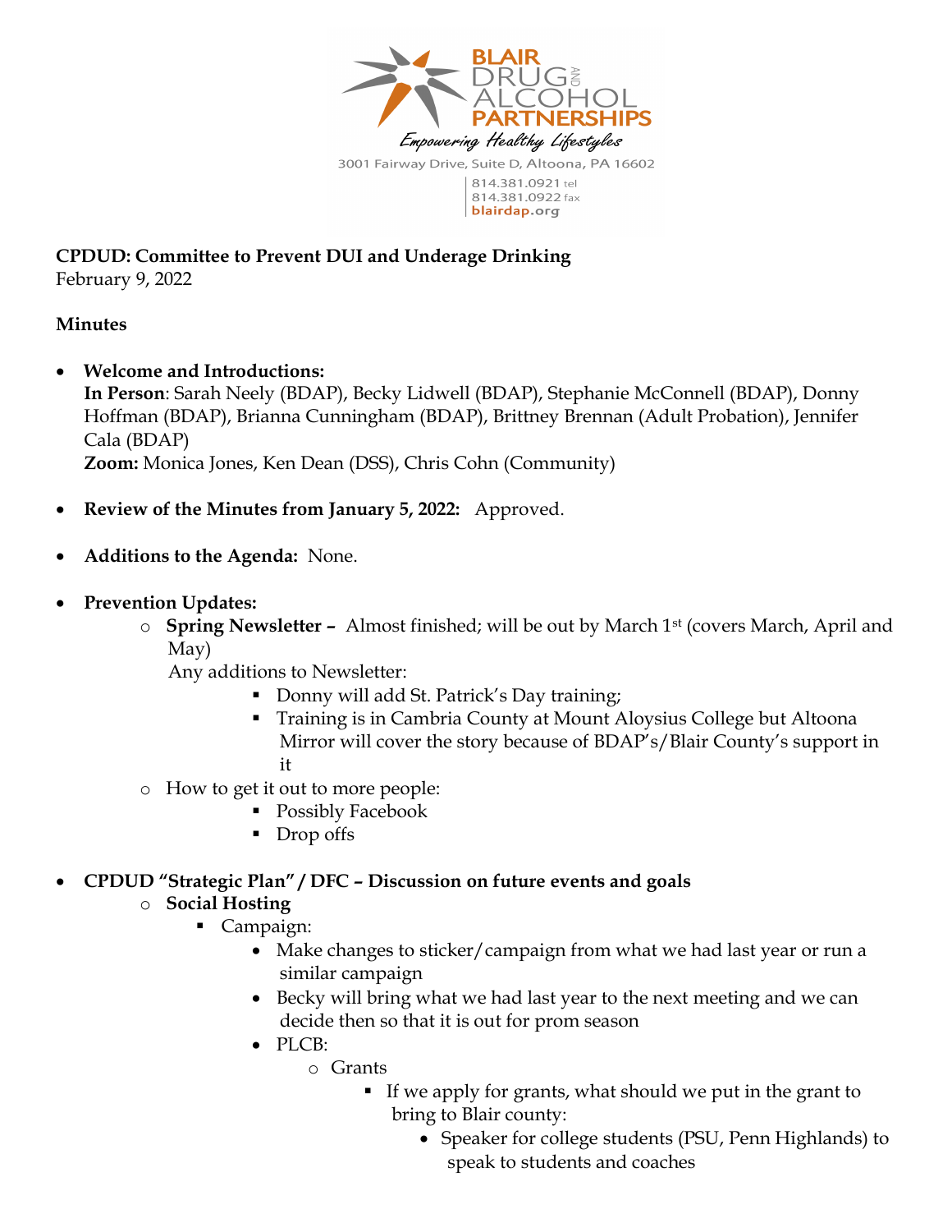BLAIR DRUG AND ALCOHOL PARTNERSHIPS

*Empowering Healthy Lifestyles*

3001 Fairway Drive, Suite D, Altoona, PA 16602

814.381.0921 tel
814.381.0922 fax
blairdap.org

**CPDUD: Committee to Prevent DUI and Underage Drinking**
February 9, 2022

**Minutes**

- **Welcome and Introductions:**
  **In Person**: Sarah Neely (BDAP), Becky Lidwell (BDAP), Stephanie McConnell (BDAP), Donny Hoffman (BDAP), Brianna Cunningham (BDAP), Brittney Brennan (Adult Probation), Jennifer Cala (BDAP)
  **Zoom:** Monica Jones, Ken Dean (DSS), Chris Cohn (Community)

- **Review of the Minutes from January 5, 2022:** Approved.

- **Additions to the Agenda:** None.

- **Prevention Updates:**
  - **Spring Newsletter –** Almost finished; will be out by March 1st (covers March, April and May)
    Any additions to Newsletter:
    - Donny will add St. Patrick's Day training;
    - Training is in Cambria County at Mount Aloysius College but Altoona Mirror will cover the story because of BDAP's/Blair County's support in it
  - How to get it out to more people:
    - Possibly Facebook
    - Drop offs

- **CPDUD "Strategic Plan" / DFC – Discussion on future events and goals**
  - **Social Hosting**
    - Campaign:
      - Make changes to sticker/campaign from what we had last year or run a similar campaign
      - Becky will bring what we had last year to the next meeting and we can decide then so that it is out for prom season
      - PLCB:
        - Grants
          - If we apply for grants, what should we put in the grant to bring to Blair county:
            - Speaker for college students (PSU, Penn Highlands) to speak to students and coaches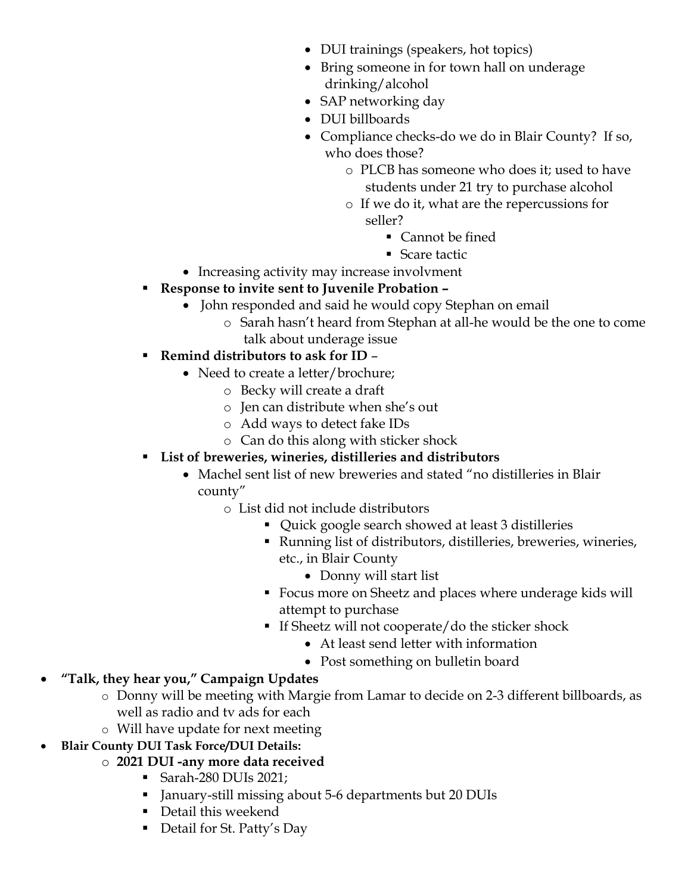- DUI trainings (speakers, hot topics)
            - Bring someone in for town hall on underage drinking/alcohol
            - SAP networking day
            - DUI billboards
            - Compliance checks-do we do in Blair County? If so, who does those?
                - PLCB has someone who does it; used to have students under 21 try to purchase alcohol
                - If we do it, what are the repercussions for seller?
                    - Cannot be fined
                    - Scare tactic
        - Increasing activity may increase involvment
    - **Response to invite sent to Juvenile Probation –**
        - John responded and said he would copy Stephan on email
            - Sarah hasn't heard from Stephan at all-he would be the one to come talk about underage issue
    - **Remind distributors to ask for ID** –
        - Need to create a letter/brochure;
            - Becky will create a draft
            - Jen can distribute when she's out
            - Add ways to detect fake IDs
            - Can do this along with sticker shock
    - **List of breweries, wineries, distilleries and distributors**
        - Machel sent list of new breweries and stated "no distilleries in Blair county"
            - List did not include distributors
                - Quick google search showed at least 3 distilleries
                - Running list of distributors, distilleries, breweries, wineries, etc., in Blair County
                    - Donny will start list
                - Focus more on Sheetz and places where underage kids will attempt to purchase
                - If Sheetz will not cooperate/do the sticker shock
                    - At least send letter with information
                    - Post something on bulletin board

- **"Talk, they hear you," Campaign Updates**
    - Donny will be meeting with Margie from Lamar to decide on 2-3 different billboards, as well as radio and tv ads for each
    - Will have update for next meeting
- **Blair County DUI Task Force/DUI Details:**
    - **2021 DUI -any more data received**
        - Sarah-280 DUIs 2021;
        - January-still missing about 5-6 departments but 20 DUIs
        - Detail this weekend
        - Detail for St. Patty's Day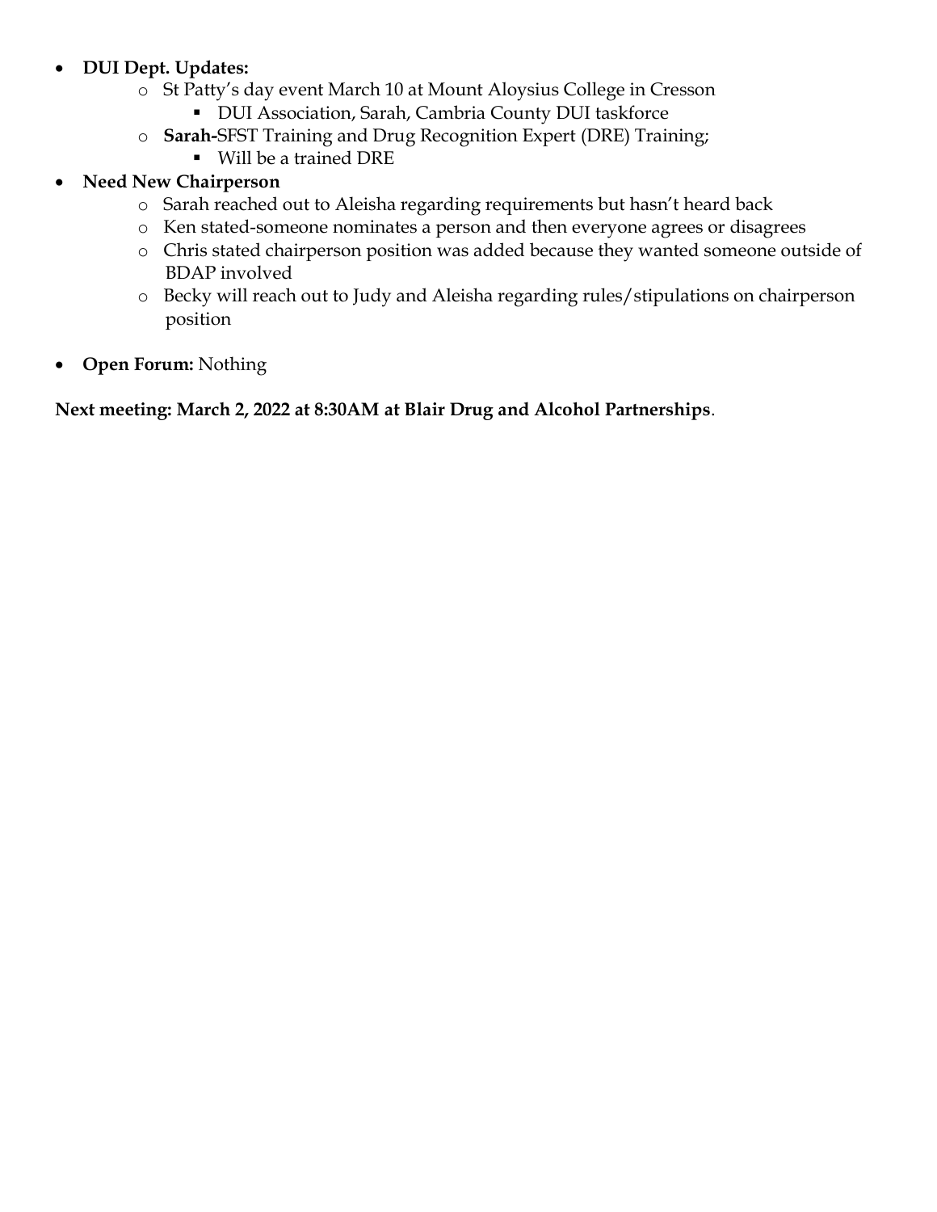- **DUI Dept. Updates:**
  - St Patty's day event March 10 at Mount Aloysius College in Cresson
    - DUI Association, Sarah, Cambria County DUI taskforce
  - **Sarah-**SFST Training and Drug Recognition Expert (DRE) Training;
    - Will be a trained DRE
- **Need New Chairperson**
  - Sarah reached out to Aleisha regarding requirements but hasn't heard back
  - Ken stated-someone nominates a person and then everyone agrees or disagrees
  - Chris stated chairperson position was added because they wanted someone outside of BDAP involved
  - Becky will reach out to Judy and Aleisha regarding rules/stipulations on chairperson position
- **Open Forum:** Nothing

**Next meeting: March 2, 2022 at 8:30AM at Blair Drug and Alcohol Partnerships**.